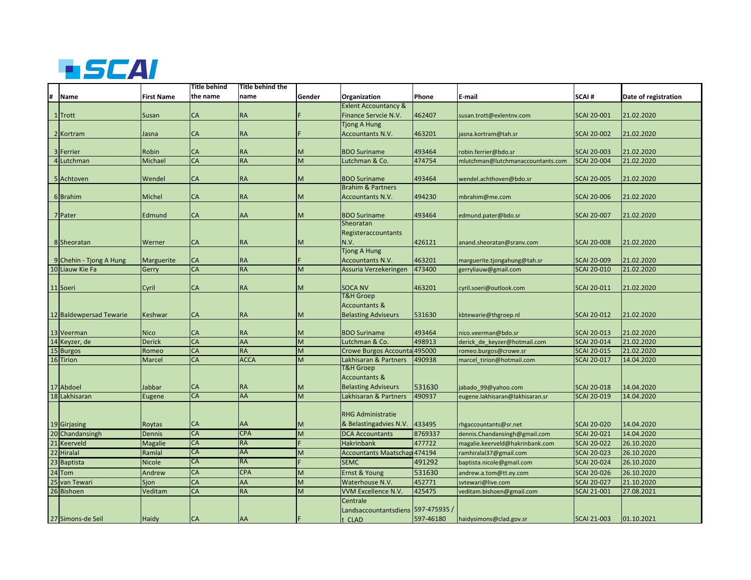# SCAI

| # | Name | First Name | Title behind the name | Title behind the name | Gender | Organization | Phone | E-mail | SCAI # | Date of registration |
|---|---|---|---|---|---|---|---|---|---|---|
| 1 | Trott | Susan | CA | RA | F | Exlent Accountancy & Finance Servcie N.V. | 462407 | susan.trott@exlentnv.com | SCAI 20-001 | 21.02.2020 |
| 2 | Kortram | Jasna | CA | RA | F | Tjong A Hung Accountants N.V. | 463201 | jasna.kortram@tah.sr | SCAI 20-002 | 21.02.2020 |
| 3 | Ferrier | Robin | CA | RA | M | BDO Suriname | 493464 | robin.ferrier@bdo.sr | SCAI 20-003 | 21.02.2020 |
| 4 | Lutchman | Michael | CA | RA | M | Lutchman & Co. | 474754 | mlutchman@lutchmanaccountants.com | SCAI 20-004 | 21.02.2020 |
| 5 | Achtoven | Wendel | CA | RA | M | BDO Suriname | 493464 | wendel.achthoven@bdo.sr | SCAI 20-005 | 21.02.2020 |
| 6 | Brahim | Michel | CA | RA | M | Brahim & Partners Accountants N.V. | 494230 | mbrahim@me.com | SCAI 20-006 | 21.02.2020 |
| 7 | Pater | Edmund | CA | AA | M | BDO Suriname | 493464 | edmund.pater@bdo.sr | SCAI 20-007 | 21.02.2020 |
| 8 | Sheoratan | Werner | CA | RA | M | Sheoratan Registeraccountants N.V. | 426121 | anand.sheoratan@sranv.com | SCAI 20-008 | 21.02.2020 |
| 9 | Chehin - Tjong A Hung | Marguerite | CA | RA | F | Tjong A Hung Accountants N.V. | 463201 | marguerite.tjongahung@tah.sr | SCAI 20-009 | 21.02.2020 |
| 10 | Liauw Kie Fa | Gerry | CA | RA | M | Assuria Verzekeringen | 473400 | gerryliauw@gmail.com | SCAI 20-010 | 21.02.2020 |
| 11 | Soeri | Cyril | CA | RA | M | SOCA NV | 463201 | cyril.soeri@outlook.com | SCAI 20-011 | 21.02.2020 |
| 12 | Baldewpersad Tewarie | Keshwar | CA | RA | M | T&H Groep Accountants & Belasting Adviseurs | 531630 | kbtewarie@thgroep.nl | SCAI 20-012 | 21.02.2020 |
| 13 | Veerman | Nico | CA | RA | M | BDO Suriname | 493464 | nico.veerman@bdo.sr | SCAI 20-013 | 21.02.2020 |
| 14 | Keyzer, de | Derick | CA | AA | M | Lutchman & Co. | 498913 | derick_de_keyzer@hotmail.com | SCAI 20-014 | 21.02.2020 |
| 15 | Burgos | Romeo | CA | RA | M | Crowe Burgos Accounta | 495000 | romeo.burgos@crowe.sr | SCAI 20-015 | 21.02.2020 |
| 16 | Tirion | Marcel | CA | ACCA | M | Lakhisaran & Partners | 490938 | marcel_tirion@hotmail.com | SCAI 20-017 | 14.04.2020 |
| 17 | Abdoel | Jabbar | CA | RA | M | T&H Groep Accountants & Belasting Adviseurs | 531630 | jabado_99@yahoo.com | SCAI 20-018 | 14.04.2020 |
| 18 | Lakhisaran | Eugene | CA | AA | M | Lakhisaran & Partners | 490937 | eugene.lakhisaran@lakhisaran.sr | SCAI 20-019 | 14.04.2020 |
| 19 | Girjasing | Roytas | CA | AA | M | RHG Administratie & Belastingadvies N.V. | 433495 | rhgaccountants@sr.net | SCAI 20-020 | 14.04.2020 |
| 20 | Chandansingh | Dennis | CA | CPA | M | DCA Accountants | 8769337 | dennis.Chandansingh@gmail.com | SCAI 20-021 | 14.04.2020 |
| 21 | Keerveld | Magalie | CA | RA | F | Hakrinbank | 477722 | magalie.keerveld@hakrinbank.com | SCAI 20-022 | 26.10.2020 |
| 22 | Hiralal | Ramlal | CA | AA | M | Accountants Maatschap | 474194 | ramhiralal37@gmail.com | SCAI 20-023 | 26.10.2020 |
| 23 | Baptista | Nicole | CA | RA | F | SEMC | 491292 | baptista.nicole@gmail.com | SCAI 20-024 | 26.10.2020 |
| 24 | Tom | Andrew | CA | CPA | M | Ernst & Young | 531630 | andrew.a.tom@tt.ey.com | SCAI 20-026 | 26.10.2020 |
| 25 | van Tewari | Sjon | CA | AA | M | Waterhouse N.V. | 452771 | svtewari@live.com | SCAI 20-027 | 21.10.2020 |
| 26 | Bishoen | Veditam | CA | RA | M | VVM Excellence N.V. | 425475 | veditam.bishoen@gmail.com | SCAI 21-001 | 27.08.2021 |
| 27 | Simons-de Seil | Haidy | CA | AA | F | Centrale Landsaccountantsdienst CLAD | 597-475935 / 597-46180 | haidysimons@clad.gov.sr | SCAI 21-003 | 01.10.2021 |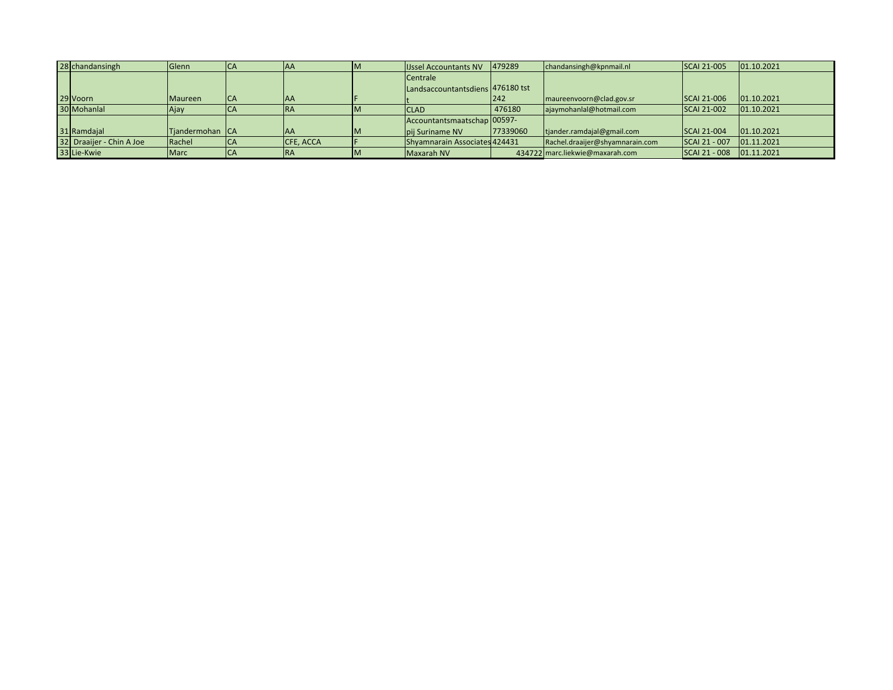| | | | | | | | | | | |
|---|---|---|---|---|---|---|---|---|---|---|
| 28 | chandansingh | Glenn | CA | AA | M | IJssel Accountants NV | 479289 | chandansingh@kpnmail.nl | SCAI 21-005 | 01.10.2021 |
| 29 | Voorn | Maureen | CA | AA | F | Centrale Landsaccountantsdienst | 476180 tst 242 | maureenvoorn@clad.gov.sr | SCAI 21-006 | 01.10.2021 |
| 30 | Mohanlal | Ajay | CA | RA | M | CLAD | 476180 | ajaymohanlal@hotmail.com | SCAI 21-002 | 01.10.2021 |
| 31 | Ramdajal | Tjandermohan | CA | AA | M | Accountantsmaatschappij Suriname NV | 00597-77339060 | tjander.ramdajal@gmail.com | SCAI 21-004 | 01.10.2021 |
| 32 | Draaijer - Chin A Joe | Rachel | CA | CFE, ACCA | F | Shyamnarain Associates | 424431 | Rachel.draaijer@shyamnarain.com | SCAI 21 - 007 | 01.11.2021 |
| 33 | Lie-Kwie | Marc | CA | RA | M | Maxarah NV | 434722 | marc.liekwie@maxarah.com | SCAI 21 - 008 | 01.11.2021 |